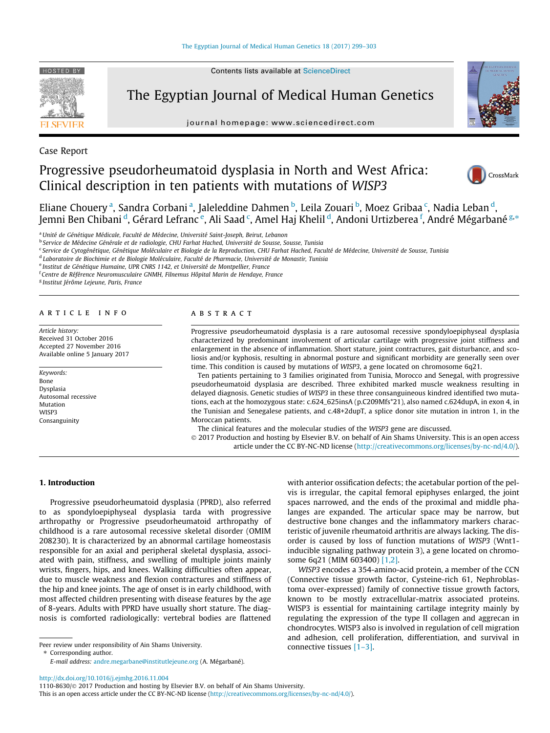Case Report

# Progressive pseudorheumatoid dysplasia in North and West Africa: Clinical description in ten patients with mutations of *WISP3*

Eliane Chouery [a], Sandra Corbani [a], Jaleleddine Dahmen [b], Leila Zouari [b], Moez Gribaa [c], Nadia Leban [d], Jemni Ben Chibani [d], Gérard Lefranc [e], Ali Saad [c], Amel Haj Khelil [d], Andoni Urtizberea [f], André Mégarbané [g,*]

[a] Unité de Génétique Médicale, Faculté de Médecine, Université Saint-Joseph, Beirut, Lebanon
[b] Service de Médecine Générale et de radiologie, CHU Farhat Hached, Université de Sousse, Sousse, Tunisia
[c] Service de Cytogénétique, Génétique Moléculaire et Biologie de la Reproduction, CHU Farhat Hached, Faculté de Médecine, Université de Sousse, Tunisia
[d] Laboratoire de Biochimie et de Biologie Moléculaire, Faculté de Pharmacie, Université de Monastir, Tunisia
[e] Institut de Génétique Humaine, UPR CNRS 1142, et Université de Montpellier, France
[f] Centre de Référence Neuromusculaire GNMH, Filnemus Hôpital Marin de Hendaye, France
[g] Institut Jérôme Lejeune, Paris, France

## ARTICLE INFO

*Article history:*
Received 31 October 2016
Accepted 27 November 2016
Available online 5 January 2017

*Keywords:*
Bone
Dysplasia
Autosomal recessive
Mutation
WISP3
Consanguinity

## ABSTRACT

Progressive pseudorheumatoid dysplasia is a rare autosomal recessive spondyloepiphyseal dysplasia characterized by predominant involvement of articular cartilage with progressive joint stiffness and enlargement in the absence of inflammation. Short stature, joint contractures, gait disturbance, and scoliosis and/or kyphosis, resulting in abnormal posture and significant morbidity are generally seen over time. This condition is caused by mutations of *WISP3*, a gene located on chromosome 6q21.

Ten patients pertaining to 3 families originated from Tunisia, Morocco and Senegal, with progressive pseudorheumatoid dysplasia are described. Three exhibited marked muscle weakness resulting in delayed diagnosis. Genetic studies of *WISP3* in these three consanguineous kindred identified two mutations, each at the homozygous state: c.624_625insA (p.C209Mfs*21), also named c.624dupA, in exon 4, in the Tunisian and Senegalese patients, and c.48+2dupT, a splice donor site mutation in intron 1, in the Moroccan patients.

The clinical features and the molecular studies of the *WISP3* gene are discussed.

© 2017 Production and hosting by Elsevier B.V. on behalf of Ain Shams University. This is an open access article under the CC BY-NC-ND license (http://creativecommons.org/licenses/by-nc-nd/4.0/).

## 1. Introduction

Progressive pseudorheumatoid dysplasia (PPRD), also referred to as spondyloepiphyseal dysplasia tarda with progressive arthropathy or Progressive pseudorheumatoid arthropathy of childhood is a rare autosomal recessive skeletal disorder (OMIM 208230). It is characterized by an abnormal cartilage homeostasis responsible for an axial and peripheral skeletal dysplasia, associated with pain, stiffness, and swelling of multiple joints mainly wrists, fingers, hips, and knees. Walking difficulties often appear, due to muscle weakness and flexion contractures and stiffness of the hip and knee joints. The age of onset is in early childhood, with most affected children presenting with disease features by the age of 8-years. Adults with PPRD have usually short stature. The diagnosis is comforted radiologically: vertebral bodies are flattened with anterior ossification defects; the acetabular portion of the pelvis is irregular, the capital femoral epiphyses enlarged, the joint spaces narrowed, and the ends of the proximal and middle phalanges are expanded. The articular space may be narrow, but destructive bone changes and the inflammatory markers characteristic of juvenile rheumatoid arthritis are always lacking. The disorder is caused by loss of function mutations of *WISP3* (Wnt1-inducible signaling pathway protein 3), a gene located on chromosome 6q21 (MIM 603400) [1,2].

*WISP3* encodes a 354-amino-acid protein, a member of the CCN (Connective tissue growth factor, Cysteine-rich 61, Nephroblastoma over-expressed) family of connective tissue growth factors, known to be mostly extracellular-matrix associated proteins. WISP3 is essential for maintaining cartilage integrity mainly by regulating the expression of the type II collagen and aggrecan in chondrocytes. WISP3 also is involved in regulation of cell migration and adhesion, cell proliferation, differentiation, and survival in connective tissues [1–3].

Peer review under responsibility of Ain Shams University.
* Corresponding author.
E-mail address: andre.megarbane@institutlejeune.org (A. Mégarbané).

http://dx.doi.org/10.1016/j.ejmhg.2016.11.004
1110-8630/© 2017 Production and hosting by Elsevier B.V. on behalf of Ain Shams University.
This is an open access article under the CC BY-NC-ND license (http://creativecommons.org/licenses/by-nc-nd/4.0/).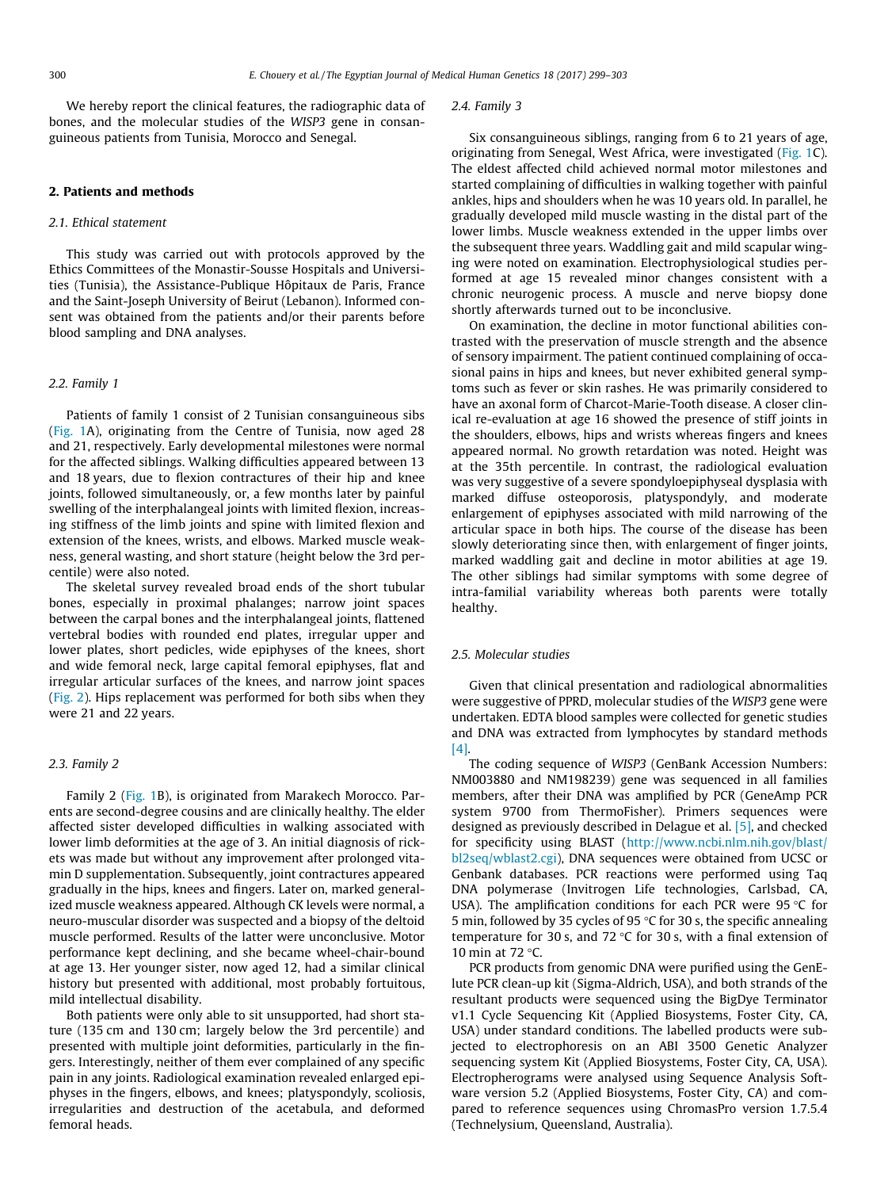We hereby report the clinical features, the radiographic data of bones, and the molecular studies of the *WISP3* gene in consanguineous patients from Tunisia, Morocco and Senegal.

## 2. Patients and methods

### 2.1. Ethical statement

This study was carried out with protocols approved by the Ethics Committees of the Monastir-Sousse Hospitals and Universities (Tunisia), the Assistance-Publique Hôpitaux de Paris, France and the Saint-Joseph University of Beirut (Lebanon). Informed consent was obtained from the patients and/or their parents before blood sampling and DNA analyses.

### 2.2. Family 1

Patients of family 1 consist of 2 Tunisian consanguineous sibs (Fig. 1A), originating from the Centre of Tunisia, now aged 28 and 21, respectively. Early developmental milestones were normal for the affected siblings. Walking difficulties appeared between 13 and 18 years, due to flexion contractures of their hip and knee joints, followed simultaneously, or, a few months later by painful swelling of the interphalangeal joints with limited flexion, increasing stiffness of the limb joints and spine with limited flexion and extension of the knees, wrists, and elbows. Marked muscle weakness, general wasting, and short stature (height below the 3rd percentile) were also noted.

The skeletal survey revealed broad ends of the short tubular bones, especially in proximal phalanges; narrow joint spaces between the carpal bones and the interphalangeal joints, flattened vertebral bodies with rounded end plates, irregular upper and lower plates, short pedicles, wide epiphyses of the knees, short and wide femoral neck, large capital femoral epiphyses, flat and irregular articular surfaces of the knees, and narrow joint spaces (Fig. 2). Hips replacement was performed for both sibs when they were 21 and 22 years.

### 2.3. Family 2

Family 2 (Fig. 1B), is originated from Marakech Morocco. Parents are second-degree cousins and are clinically healthy. The elder affected sister developed difficulties in walking associated with lower limb deformities at the age of 3. An initial diagnosis of rickets was made but without any improvement after prolonged vitamin D supplementation. Subsequently, joint contractures appeared gradually in the hips, knees and fingers. Later on, marked generalized muscle weakness appeared. Although CK levels were normal, a neuro-muscular disorder was suspected and a biopsy of the deltoid muscle performed. Results of the latter were unconclusive. Motor performance kept declining, and she became wheel-chair-bound at age 13. Her younger sister, now aged 12, had a similar clinical history but presented with additional, most probably fortuitous, mild intellectual disability.

Both patients were only able to sit unsupported, had short stature (135 cm and 130 cm; largely below the 3rd percentile) and presented with multiple joint deformities, particularly in the fingers. Interestingly, neither of them ever complained of any specific pain in any joints. Radiological examination revealed enlarged epiphyses in the fingers, elbows, and knees; platyspondyly, scoliosis, irregularities and destruction of the acetabula, and deformed femoral heads.

### 2.4. Family 3

Six consanguineous siblings, ranging from 6 to 21 years of age, originating from Senegal, West Africa, were investigated (Fig. 1C). The eldest affected child achieved normal motor milestones and started complaining of difficulties in walking together with painful ankles, hips and shoulders when he was 10 years old. In parallel, he gradually developed mild muscle wasting in the distal part of the lower limbs. Muscle weakness extended in the upper limbs over the subsequent three years. Waddling gait and mild scapular winging were noted on examination. Electrophysiological studies performed at age 15 revealed minor changes consistent with a chronic neurogenic process. A muscle and nerve biopsy done shortly afterwards turned out to be inconclusive.

On examination, the decline in motor functional abilities contrasted with the preservation of muscle strength and the absence of sensory impairment. The patient continued complaining of occasional pains in hips and knees, but never exhibited general symptoms such as fever or skin rashes. He was primarily considered to have an axonal form of Charcot-Marie-Tooth disease. A closer clinical re-evaluation at age 16 showed the presence of stiff joints in the shoulders, elbows, hips and wrists whereas fingers and knees appeared normal. No growth retardation was noted. Height was at the 35th percentile. In contrast, the radiological evaluation was very suggestive of a severe spondyloepiphyseal dysplasia with marked diffuse osteoporosis, platyspondyly, and moderate enlargement of epiphyses associated with mild narrowing of the articular space in both hips. The course of the disease has been slowly deteriorating since then, with enlargement of finger joints, marked waddling gait and decline in motor abilities at age 19. The other siblings had similar symptoms with some degree of intra-familial variability whereas both parents were totally healthy.

### 2.5. Molecular studies

Given that clinical presentation and radiological abnormalities were suggestive of PPRD, molecular studies of the *WISP3* gene were undertaken. EDTA blood samples were collected for genetic studies and DNA was extracted from lymphocytes by standard methods [4].

The coding sequence of *WISP3* (GenBank Accession Numbers: NM003880 and NM198239) gene was sequenced in all families members, after their DNA was amplified by PCR (GeneAmp PCR system 9700 from ThermoFisher). Primers sequences were designed as previously described in Delague et al. [5], and checked for specificity using BLAST (http://www.ncbi.nlm.nih.gov/blast/bl2seq/wblast2.cgi), DNA sequences were obtained from UCSC or Genbank databases. PCR reactions were performed using Taq DNA polymerase (Invitrogen Life technologies, Carlsbad, CA, USA). The amplification conditions for each PCR were 95 °C for 5 min, followed by 35 cycles of 95 °C for 30 s, the specific annealing temperature for 30 s, and 72 °C for 30 s, with a final extension of 10 min at 72 °C.

PCR products from genomic DNA were purified using the GenElute PCR clean-up kit (Sigma-Aldrich, USA), and both strands of the resultant products were sequenced using the BigDye Terminator v1.1 Cycle Sequencing Kit (Applied Biosystems, Foster City, CA, USA) under standard conditions. The labelled products were subjected to electrophoresis on an ABI 3500 Genetic Analyzer sequencing system Kit (Applied Biosystems, Foster City, CA, USA). Electropherograms were analysed using Sequence Analysis Software version 5.2 (Applied Biosystems, Foster City, CA) and compared to reference sequences using ChromasPro version 1.7.5.4 (Technelysium, Queensland, Australia).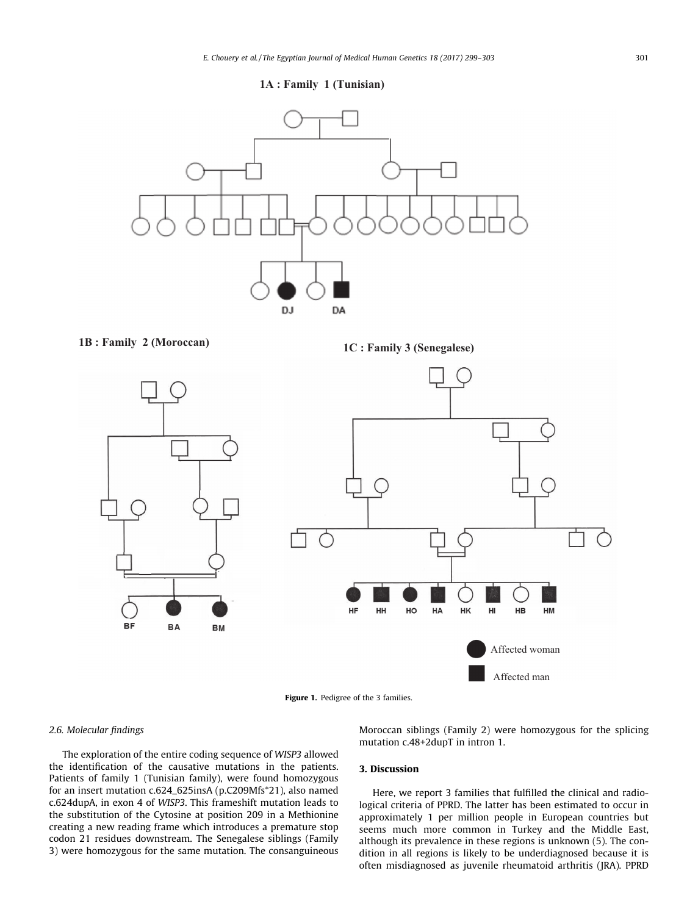**1A : Family 1 (Tunisian)**

**1B : Family 2 (Moroccan)**

**1C : Family 3 (Senegalese)**

DJ DA

BF BA BM

HF HH HO HA HK HI HB HM

Affected woman

Affected man

**Figure 1.** Pedigree of the 3 families.

### *2.6. Molecular findings*

The exploration of the entire coding sequence of *WISP3* allowed the identification of the causative mutations in the patients. Patients of family 1 (Tunisian family), were found homozygous for an insert mutation c.624_625insA (p.C209Mfs*21), also named c.624dupA, in exon 4 of *WISP3*. This frameshift mutation leads to the substitution of the Cytosine at position 209 in a Methionine creating a new reading frame which introduces a premature stop codon 21 residues downstream. The Senegalese siblings (Family 3) were homozygous for the same mutation. The consanguineous Moroccan siblings (Family 2) were homozygous for the splicing mutation c.48+2dupT in intron 1.

## 3. Discussion

Here, we report 3 families that fulfilled the clinical and radiological criteria of PPRD. The latter has been estimated to occur in approximately 1 per million people in European countries but seems much more common in Turkey and the Middle East, although its prevalence in these regions is unknown (5). The condition in all regions is likely to be underdiagnosed because it is often misdiagnosed as juvenile rheumatoid arthritis (JRA). PPRD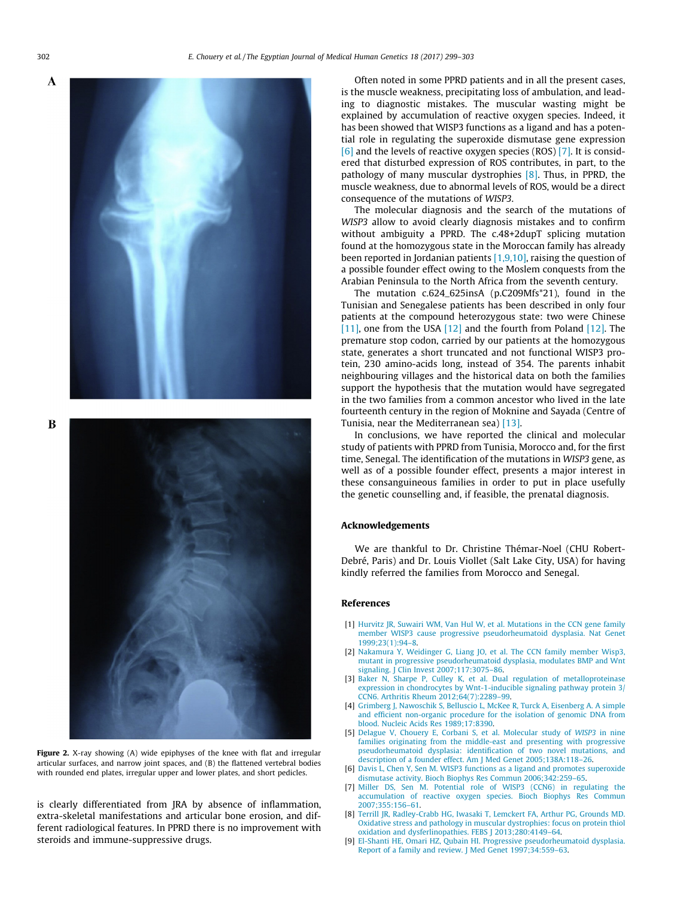**Figure 2.** X-ray showing (A) wide epiphyses of the knee with flat and irregular articular surfaces, and narrow joint spaces, and (B) the flattened vertebral bodies with rounded end plates, irregular upper and lower plates, and short pedicles.

is clearly differentiated from JRA by absence of inflammation, extra-skeletal manifestations and articular bone erosion, and different radiological features. In PPRD there is no improvement with steroids and immune-suppressive drugs.

Often noted in some PPRD patients and in all the present cases, is the muscle weakness, precipitating loss of ambulation, and leading to diagnostic mistakes. The muscular wasting might be explained by accumulation of reactive oxygen species. Indeed, it has been showed that WISP3 functions as a ligand and has a potential role in regulating the superoxide dismutase gene expression [6] and the levels of reactive oxygen species (ROS) [7]. It is considered that disturbed expression of ROS contributes, in part, to the pathology of many muscular dystrophies [8]. Thus, in PPRD, the muscle weakness, due to abnormal levels of ROS, would be a direct consequence of the mutations of *WISP3*.

The molecular diagnosis and the search of the mutations of *WISP3* allow to avoid clearly diagnosis mistakes and to confirm without ambiguity a PPRD. The c.48+2dupT splicing mutation found at the homozygous state in the Moroccan family has already been reported in Jordanian patients [1,9,10], raising the question of a possible founder effect owing to the Moslem conquests from the Arabian Peninsula to the North Africa from the seventh century.

The mutation c.624_625insA (p.C209Mfs*21), found in the Tunisian and Senegalese patients has been described in only four patients at the compound heterozygous state: two were Chinese [11], one from the USA [12] and the fourth from Poland [12]. The premature stop codon, carried by our patients at the homozygous state, generates a short truncated and not functional WISP3 protein, 230 amino-acids long, instead of 354. The parents inhabit neighbouring villages and the historical data on both the families support the hypothesis that the mutation would have segregated in the two families from a common ancestor who lived in the late fourteenth century in the region of Moknine and Sayada (Centre of Tunisia, near the Mediterranean sea) [13].

In conclusions, we have reported the clinical and molecular study of patients with PPRD from Tunisia, Morocco and, for the first time, Senegal. The identification of the mutations in *WISP3* gene, as well as of a possible founder effect, presents a major interest in these consanguineous families in order to put in place usefully the genetic counselling and, if feasible, the prenatal diagnosis.

## Acknowledgements

We are thankful to Dr. Christine Thémar-Noel (CHU Robert-Debré, Paris) and Dr. Louis Viollet (Salt Lake City, USA) for having kindly referred the families from Morocco and Senegal.

## References

[1] Hurvitz JR, Suwairi WM, Van Hul W, et al. Mutations in the CCN gene family member WISP3 cause progressive pseudorheumatoid dysplasia. Nat Genet 1999;23(1):94–8.

[2] Nakamura Y, Weidinger G, Liang JO, et al. The CCN family member Wisp3, mutant in progressive pseudorheumatoid dysplasia, modulates BMP and Wnt signaling. J Clin Invest 2007;117:3075–86.

[3] Baker N, Sharpe P, Culley K, et al. Dual regulation of metalloproteinase expression in chondrocytes by Wnt-1-inducible signaling pathway protein 3/CCN6. Arthritis Rheum 2012;64(7):2289–99.

[4] Grimberg J, Nawoschik S, Belluscio L, McKee R, Turck A, Eisenberg A. A simple and efficient non-organic procedure for the isolation of genomic DNA from blood. Nucleic Acids Res 1989;17:8390.

[5] Delague V, Chouery E, Corbani S, et al. Molecular study of *WISP3* in nine families originating from the middle-east and presenting with progressive pseudorheumatoid dysplasia: identification of two novel mutations, and description of a founder effect. Am J Med Genet 2005;138A:118–26.

[6] Davis L, Chen Y, Sen M. WISP3 functions as a ligand and promotes superoxide dismutase activity. Bioch Biophys Res Commun 2006;342:259–65.

[7] Miller DS, Sen M. Potential role of WISP3 (CCN6) in regulating the accumulation of reactive oxygen species. Bioch Biophys Res Commun 2007;355:156–61.

[8] Terrill JR, Radley-Crabb HG, Iwasaki T, Lemckert FA, Arthur PG, Grounds MD. Oxidative stress and pathology in muscular dystrophies: focus on protein thiol oxidation and dysferlinopathies. FEBS J 2013;280:4149–64.

[9] El-Shanti HE, Omari HZ, Qubain HI. Progressive pseudorheumatoid dysplasia. Report of a family and review. J Med Genet 1997;34:559–63.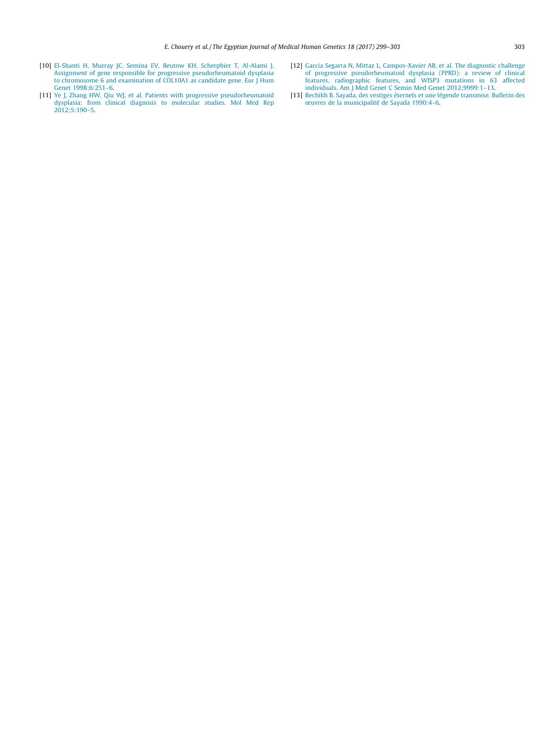[10] El-Shanti H, Murray JC, Semina EV, Beutow KH, Scherpbier T, Al-Alami J. Assignment of gene responsible for progressive pseudorheumatoid dysplasia to chromosome 6 and examination of COL10A1 as candidate gene. Eur J Hum Genet 1998;6:251–6.

[11] Ye J, Zhang HW, Qiu WJ, et al. Patients with progressive pseudorheumatoid dysplasia: from clinical diagnosis to molecular studies. Mol Med Rep 2012;5:190–5.

[12] Garcia Segarra N, Mittaz L, Campos-Xavier AB, et al. The diagnostic challenge of progressive pseudorheumatoid dysplasia (PPRD): a review of clinical features, radiographic features, and WISP3 mutations in 63 affected individuals. Am J Med Genet C Semin Med Genet 2012;9999:1–13.

[13] Bechikh B. Sayada, des vestiges éternels et une légende transmise. Bulletin des œuvres de la municipalité de Sayada 1990:4–6.